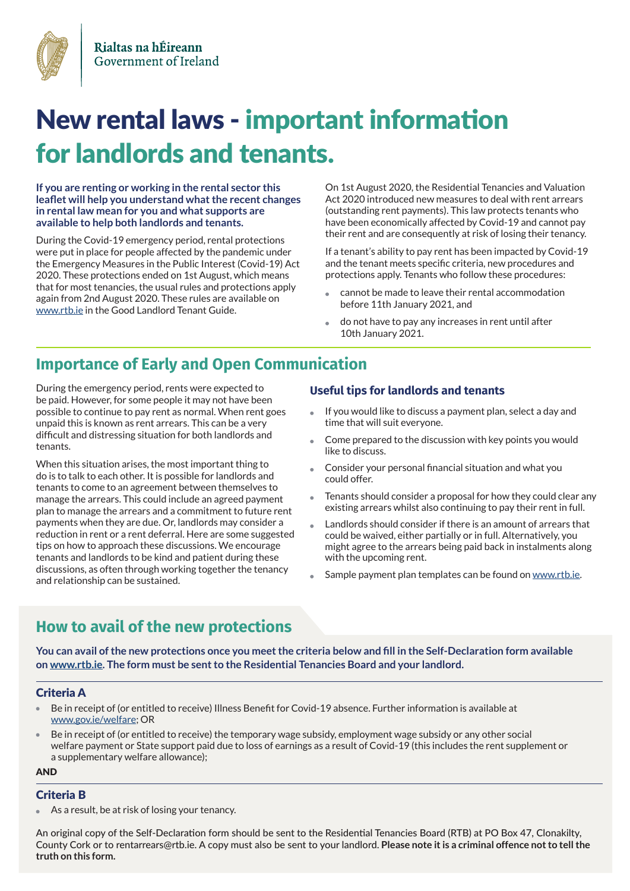Rialtas na hÉireann
Government of Ireland

# New rental laws - important information for landlords and tenants.

**If you are renting or working in the rental sector this leaflet will help you understand what the recent changes in rental law mean for you and what supports are available to help both landlords and tenants.**

During the Covid-19 emergency period, rental protections were put in place for people affected by the pandemic under the Emergency Measures in the Public Interest (Covid-19) Act 2020. These protections ended on 1st August, which means that for most tenancies, the usual rules and protections apply again from 2nd August 2020. These rules are available on www.rtb.ie in the Good Landlord Tenant Guide.

On 1st August 2020, the Residential Tenancies and Valuation Act 2020 introduced new measures to deal with rent arrears (outstanding rent payments). This law protects tenants who have been economically affected by Covid-19 and cannot pay their rent and are consequently at risk of losing their tenancy.

If a tenant's ability to pay rent has been impacted by Covid-19 and the tenant meets specific criteria, new procedures and protections apply. Tenants who follow these procedures:

- cannot be made to leave their rental accommodation before 11th January 2021, and
- do not have to pay any increases in rent until after 10th January 2021.

## Importance of Early and Open Communication

During the emergency period, rents were expected to be paid. However, for some people it may not have been possible to continue to pay rent as normal. When rent goes unpaid this is known as rent arrears. This can be a very difficult and distressing situation for both landlords and tenants.

When this situation arises, the most important thing to do is to talk to each other. It is possible for landlords and tenants to come to an agreement between themselves to manage the arrears. This could include an agreed payment plan to manage the arrears and a commitment to future rent payments when they are due. Or, landlords may consider a reduction in rent or a rent deferral. Here are some suggested tips on how to approach these discussions. We encourage tenants and landlords to be kind and patient during these discussions, as often through working together the tenancy and relationship can be sustained.

### Useful tips for landlords and tenants

- If you would like to discuss a payment plan, select a day and time that will suit everyone.
- Come prepared to the discussion with key points you would like to discuss.
- Consider your personal financial situation and what you could offer.
- Tenants should consider a proposal for how they could clear any existing arrears whilst also continuing to pay their rent in full.
- Landlords should consider if there is an amount of arrears that could be waived, either partially or in full. Alternatively, you might agree to the arrears being paid back in instalments along with the upcoming rent.
- Sample payment plan templates can be found on www.rtb.ie.

## How to avail of the new protections

**You can avail of the new protections once you meet the criteria below and fill in the Self-Declaration form available on www.rtb.ie. The form must be sent to the Residential Tenancies Board and your landlord.**

### Criteria A

- Be in receipt of (or entitled to receive) Illness Benefit for Covid-19 absence. Further information is available at www.gov.ie/welfare; OR
- Be in receipt of (or entitled to receive) the temporary wage subsidy, employment wage subsidy or any other social welfare payment or State support paid due to loss of earnings as a result of Covid-19 (this includes the rent supplement or a supplementary welfare allowance);

**AND**

### Criteria B

- As a result, be at risk of losing your tenancy.

An original copy of the Self-Declaration form should be sent to the Residential Tenancies Board (RTB) at PO Box 47, Clonakilty, County Cork or to rentarrears@rtb.ie. A copy must also be sent to your landlord. **Please note it is a criminal offence not to tell the truth on this form.**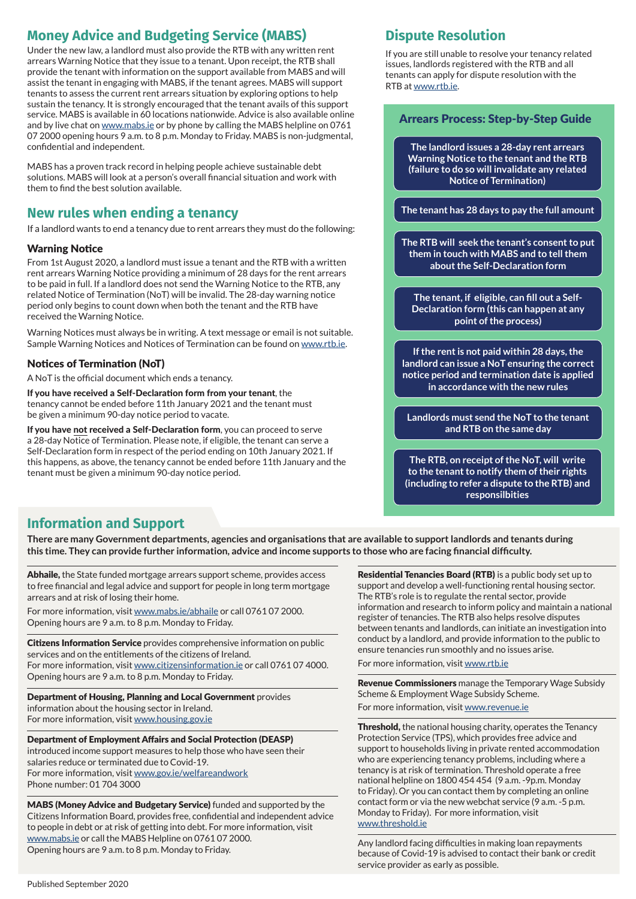## Money Advice and Budgeting Service (MABS)

Under the new law, a landlord must also provide the RTB with any written rent arrears Warning Notice that they issue to a tenant. Upon receipt, the RTB shall provide the tenant with information on the support available from MABS and will assist the tenant in engaging with MABS, if the tenant agrees. MABS will support tenants to assess the current rent arrears situation by exploring options to help sustain the tenancy. It is strongly encouraged that the tenant avails of this support service. MABS is available in 60 locations nationwide. Advice is also available online and by live chat on www.mabs.ie or by phone by calling the MABS helpline on 0761 07 2000 opening hours 9 a.m. to 8 p.m. Monday to Friday. MABS is non-judgmental, confidential and independent.

MABS has a proven track record in helping people achieve sustainable debt solutions. MABS will look at a person's overall financial situation and work with them to find the best solution available.

## New rules when ending a tenancy

If a landlord wants to end a tenancy due to rent arrears they must do the following:

### Warning Notice

From 1st August 2020, a landlord must issue a tenant and the RTB with a written rent arrears Warning Notice providing a minimum of 28 days for the rent arrears to be paid in full. If a landlord does not send the Warning Notice to the RTB, any related Notice of Termination (NoT) will be invalid. The 28-day warning notice period only begins to count down when both the tenant and the RTB have received the Warning Notice.

Warning Notices must always be in writing. A text message or email is not suitable. Sample Warning Notices and Notices of Termination can be found on www.rtb.ie.

### Notices of Termination (NoT)

A NoT is the official document which ends a tenancy.

**If you have received a Self-Declaration form from your tenant**, the tenancy cannot be ended before 11th January 2021 and the tenant must be given a minimum 90-day notice period to vacate.

**If you have not received a Self-Declaration form**, you can proceed to serve a 28-day Notice of Termination. Please note, if eligible, the tenant can serve a Self-Declaration form in respect of the period ending on 10th January 2021. If this happens, as above, the tenancy cannot be ended before 11th January and the tenant must be given a minimum 90-day notice period.

## Dispute Resolution

If you are still unable to resolve your tenancy related issues, landlords registered with the RTB and all tenants can apply for dispute resolution with the RTB at www.rtb.ie.

### Arrears Process: Step-by-Step Guide

- **The landlord issues a 28-day rent arrears Warning Notice to the tenant and the RTB (failure to do so will invalidate any related Notice of Termination)**
- **The tenant has 28 days to pay the full amount**
- **The RTB will seek the tenant's consent to put them in touch with MABS and to tell them about the Self-Declaration form**
- **The tenant, if eligible, can fill out a Self-Declaration form (this can happen at any point of the process)**
- **If the rent is not paid within 28 days, the landlord can issue a NoT ensuring the correct notice period and termination date is applied in accordance with the new rules**
- **Landlords must send the NoT to the tenant and RTB on the same day**
- **The RTB, on receipt of the NoT, will write to the tenant to notify them of their rights (including to refer a dispute to the RTB) and responsibilities**

## Information and Support

**There are many Government departments, agencies and organisations that are available to support landlords and tenants during this time. They can provide further information, advice and income supports to those who are facing financial difficulty.**

**Abhaile,** the State funded mortgage arrears support scheme, provides access to free financial and legal advice and support for people in long term mortgage arrears and at risk of losing their home.

For more information, visit www.mabs.ie/abhaile or call 0761 07 2000. Opening hours are 9 a.m. to 8 p.m. Monday to Friday.

**Citizens Information Service** provides comprehensive information on public services and on the entitlements of the citizens of Ireland.
For more information, visit www.citizensinformation.ie or call 0761 07 4000. Opening hours are 9 a.m. to 8 p.m. Monday to Friday.

**Department of Housing, Planning and Local Government** provides information about the housing sector in Ireland.
For more information, visit www.housing.gov.ie

**Department of Employment Affairs and Social Protection (DEASP)** introduced income support measures to help those who have seen their salaries reduce or terminated due to Covid-19.
For more information, visit www.gov.ie/welfareandwork
Phone number: 01 704 3000

**MABS (Money Advice and Budgetary Service)** funded and supported by the Citizens Information Board, provides free, confidential and independent advice to people in debt or at risk of getting into debt. For more information, visit www.mabs.ie or call the MABS Helpline on 0761 07 2000.
Opening hours are 9 a.m. to 8 p.m. Monday to Friday.

**Residential Tenancies Board (RTB)** is a public body set up to support and develop a well-functioning rental housing sector. The RTB's role is to regulate the rental sector, provide information and research to inform policy and maintain a national register of tenancies. The RTB also helps resolve disputes between tenants and landlords, can initiate an investigation into conduct by a landlord, and provide information to the public to ensure tenancies run smoothly and no issues arise.

For more information, visit www.rtb.ie

**Revenue Commissioners** manage the Temporary Wage Subsidy Scheme & Employment Wage Subsidy Scheme.

For more information, visit www.revenue.ie

**Threshold,** the national housing charity, operates the Tenancy Protection Service (TPS), which provides free advice and support to households living in private rented accommodation who are experiencing tenancy problems, including where a tenancy is at risk of termination. Threshold operate a free national helpline on 1800 454 454 (9 a.m. -9p.m. Monday to Friday). Or you can contact them by completing an online contact form or via the new webchat service (9 a.m. -5 p.m. Monday to Friday). For more information, visit www.threshold.ie

Any landlord facing difficulties in making loan repayments because of Covid-19 is advised to contact their bank or credit service provider as early as possible.

Published September 2020